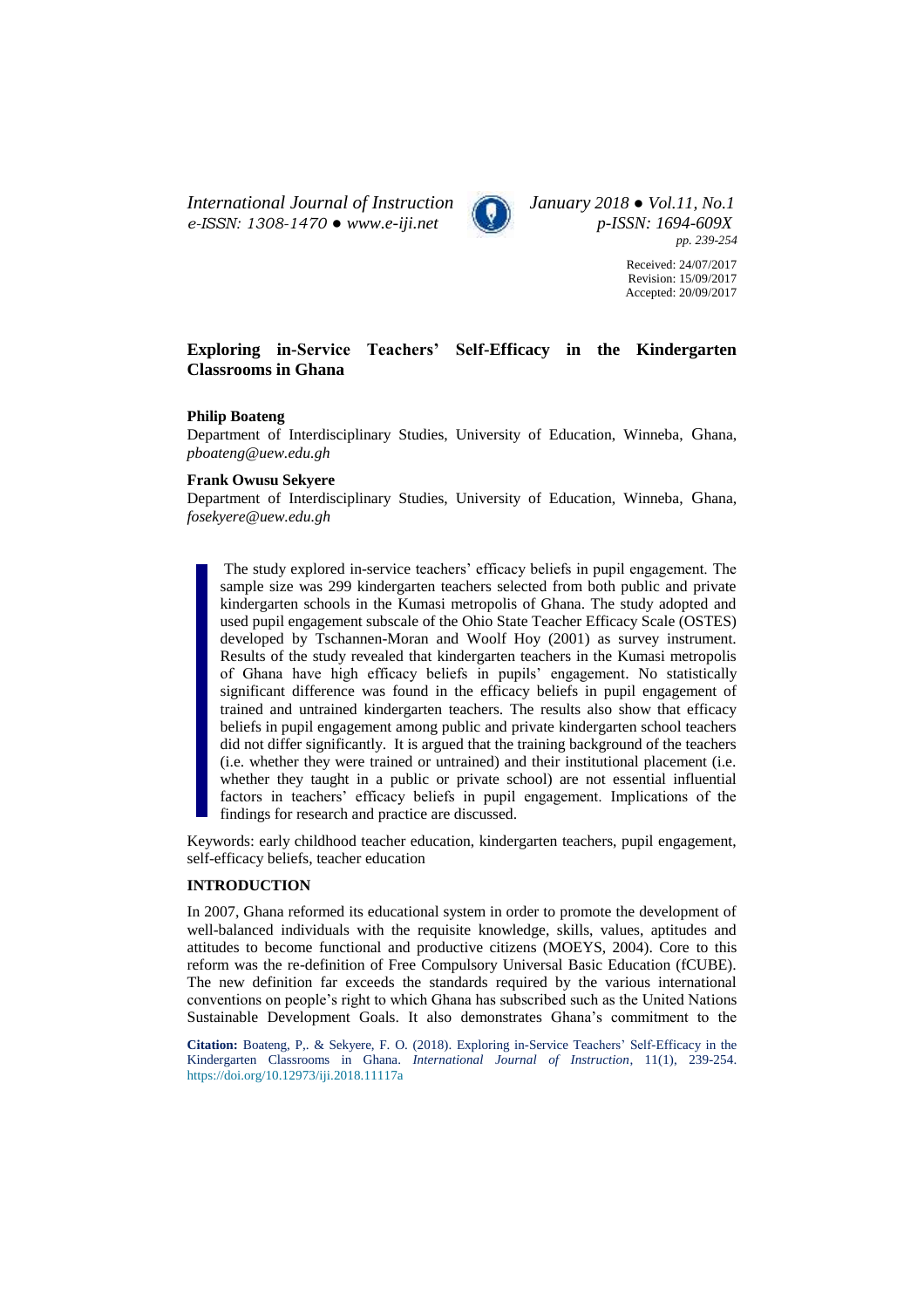# Exploring in-Service Teachers' Self-Efficacy in the Kindergarten Classrooms in Ghana

**Philip Boateng**

Department of Interdisciplinary Studies, University of Education, Winneba, Ghana, *pboateng@uew.edu.gh*

**Frank Owusu Sekyere**

Department of Interdisciplinary Studies, University of Education, Winneba, Ghana, *fosekyere@uew.edu.gh*

The study explored in-service teachers' efficacy beliefs in pupil engagement. The sample size was 299 kindergarten teachers selected from both public and private kindergarten schools in the Kumasi metropolis of Ghana. The study adopted and used pupil engagement subscale of the Ohio State Teacher Efficacy Scale (OSTES) developed by Tschannen-Moran and Woolf Hoy (2001) as survey instrument. Results of the study revealed that kindergarten teachers in the Kumasi metropolis of Ghana have high efficacy beliefs in pupils' engagement. No statistically significant difference was found in the efficacy beliefs in pupil engagement of trained and untrained kindergarten teachers. The results also show that efficacy beliefs in pupil engagement among public and private kindergarten school teachers did not differ significantly. It is argued that the training background of the teachers (i.e. whether they were trained or untrained) and their institutional placement (i.e. whether they taught in a public or private school) are not essential influential factors in teachers' efficacy beliefs in pupil engagement. Implications of the findings for research and practice are discussed.

Keywords: early childhood teacher education, kindergarten teachers, pupil engagement, self-efficacy beliefs, teacher education

## INTRODUCTION

In 2007, Ghana reformed its educational system in order to promote the development of well-balanced individuals with the requisite knowledge, skills, values, aptitudes and attitudes to become functional and productive citizens (MOEYS, 2004). Core to this reform was the re-definition of Free Compulsory Universal Basic Education (fCUBE). The new definition far exceeds the standards required by the various international conventions on people's right to which Ghana has subscribed such as the United Nations Sustainable Development Goals. It also demonstrates Ghana's commitment to the

**Citation:** Boateng, P,. & Sekyere, F. O. (2018). Exploring in-Service Teachers' Self-Efficacy in the Kindergarten Classrooms in Ghana. *International Journal of Instruction*, 11(1), 239-254. https://doi.org/10.12973/iji.2018.11117a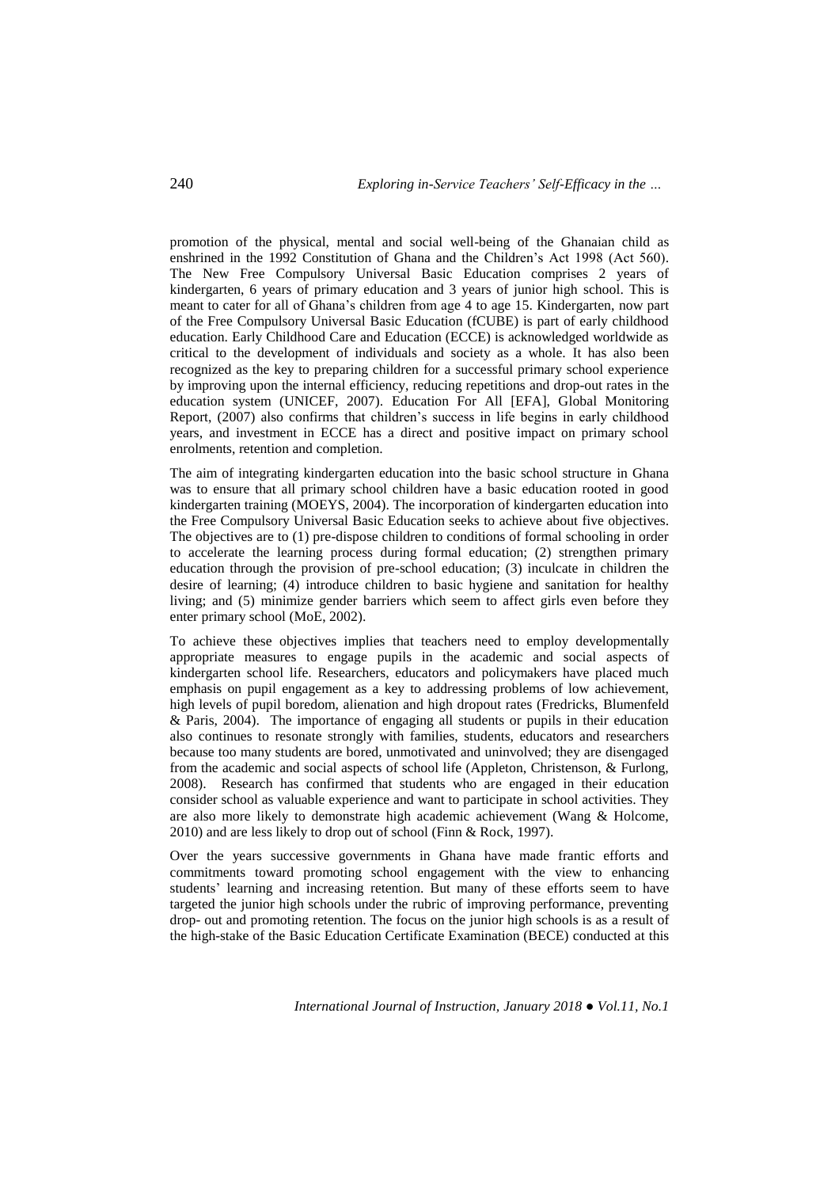promotion of the physical, mental and social well-being of the Ghanaian child as enshrined in the 1992 Constitution of Ghana and the Children's Act 1998 (Act 560). The New Free Compulsory Universal Basic Education comprises 2 years of kindergarten, 6 years of primary education and 3 years of junior high school. This is meant to cater for all of Ghana's children from age 4 to age 15. Kindergarten, now part of the Free Compulsory Universal Basic Education (fCUBE) is part of early childhood education. Early Childhood Care and Education (ECCE) is acknowledged worldwide as critical to the development of individuals and society as a whole. It has also been recognized as the key to preparing children for a successful primary school experience by improving upon the internal efficiency, reducing repetitions and drop-out rates in the education system (UNICEF, 2007). Education For All [EFA], Global Monitoring Report, (2007) also confirms that children's success in life begins in early childhood years, and investment in ECCE has a direct and positive impact on primary school enrolments, retention and completion.

The aim of integrating kindergarten education into the basic school structure in Ghana was to ensure that all primary school children have a basic education rooted in good kindergarten training (MOEYS, 2004). The incorporation of kindergarten education into the Free Compulsory Universal Basic Education seeks to achieve about five objectives. The objectives are to (1) pre-dispose children to conditions of formal schooling in order to accelerate the learning process during formal education; (2) strengthen primary education through the provision of pre-school education; (3) inculcate in children the desire of learning; (4) introduce children to basic hygiene and sanitation for healthy living; and (5) minimize gender barriers which seem to affect girls even before they enter primary school (MoE, 2002).

To achieve these objectives implies that teachers need to employ developmentally appropriate measures to engage pupils in the academic and social aspects of kindergarten school life. Researchers, educators and policymakers have placed much emphasis on pupil engagement as a key to addressing problems of low achievement, high levels of pupil boredom, alienation and high dropout rates (Fredricks, Blumenfeld & Paris, 2004). The importance of engaging all students or pupils in their education also continues to resonate strongly with families, students, educators and researchers because too many students are bored, unmotivated and uninvolved; they are disengaged from the academic and social aspects of school life (Appleton, Christenson, & Furlong, 2008). Research has confirmed that students who are engaged in their education consider school as valuable experience and want to participate in school activities. They are also more likely to demonstrate high academic achievement (Wang & Holcome, 2010) and are less likely to drop out of school (Finn & Rock, 1997).

Over the years successive governments in Ghana have made frantic efforts and commitments toward promoting school engagement with the view to enhancing students' learning and increasing retention. But many of these efforts seem to have targeted the junior high schools under the rubric of improving performance, preventing drop- out and promoting retention. The focus on the junior high schools is as a result of the high-stake of the Basic Education Certificate Examination (BECE) conducted at this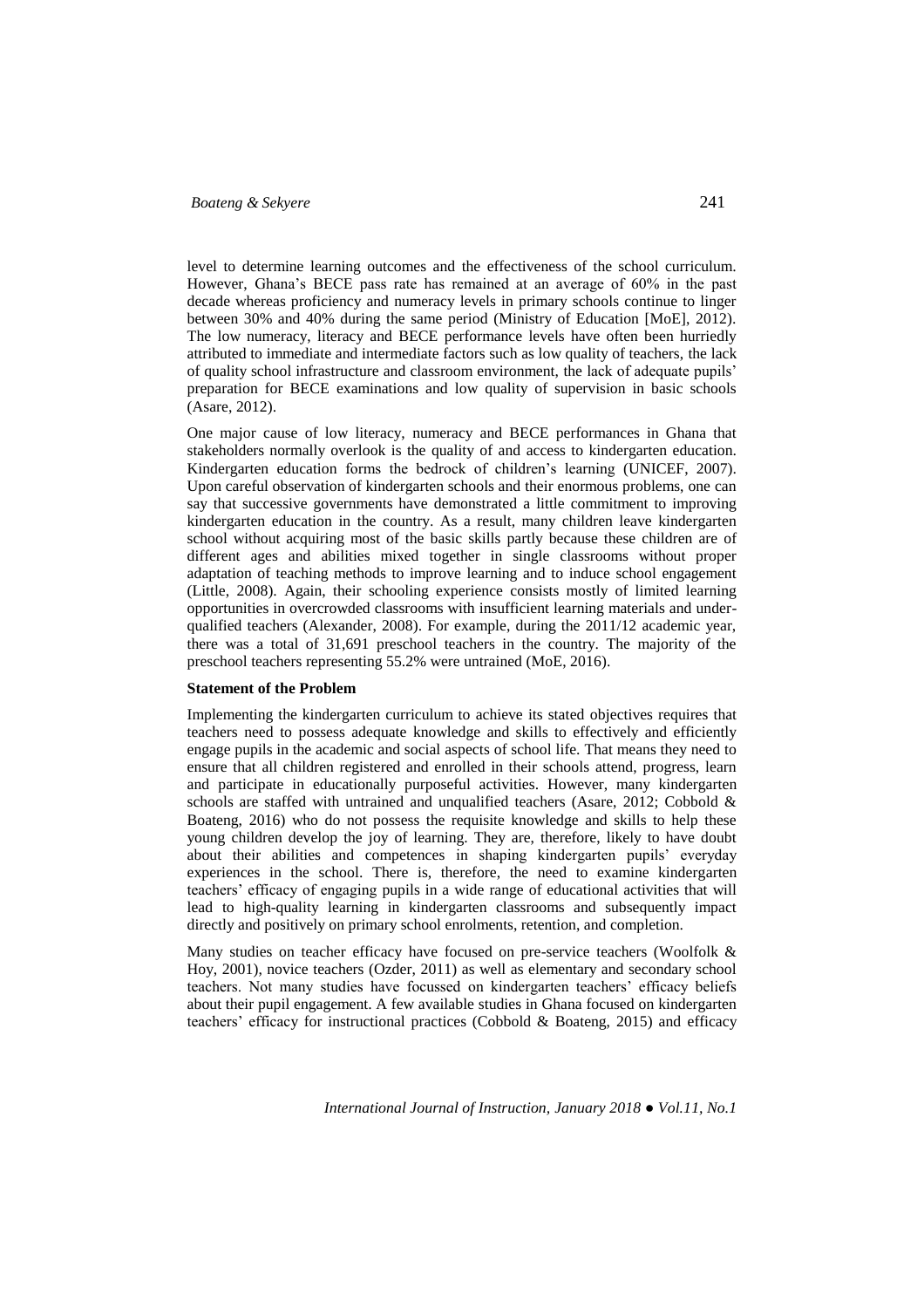level to determine learning outcomes and the effectiveness of the school curriculum. However, Ghana's BECE pass rate has remained at an average of 60% in the past decade whereas proficiency and numeracy levels in primary schools continue to linger between 30% and 40% during the same period (Ministry of Education [MoE], 2012). The low numeracy, literacy and BECE performance levels have often been hurriedly attributed to immediate and intermediate factors such as low quality of teachers, the lack of quality school infrastructure and classroom environment, the lack of adequate pupils' preparation for BECE examinations and low quality of supervision in basic schools (Asare, 2012).

One major cause of low literacy, numeracy and BECE performances in Ghana that stakeholders normally overlook is the quality of and access to kindergarten education. Kindergarten education forms the bedrock of children's learning (UNICEF, 2007). Upon careful observation of kindergarten schools and their enormous problems, one can say that successive governments have demonstrated a little commitment to improving kindergarten education in the country. As a result, many children leave kindergarten school without acquiring most of the basic skills partly because these children are of different ages and abilities mixed together in single classrooms without proper adaptation of teaching methods to improve learning and to induce school engagement (Little, 2008). Again, their schooling experience consists mostly of limited learning opportunities in overcrowded classrooms with insufficient learning materials and under-qualified teachers (Alexander, 2008). For example, during the 2011/12 academic year, there was a total of 31,691 preschool teachers in the country. The majority of the preschool teachers representing 55.2% were untrained (MoE, 2016).

**Statement of the Problem**

Implementing the kindergarten curriculum to achieve its stated objectives requires that teachers need to possess adequate knowledge and skills to effectively and efficiently engage pupils in the academic and social aspects of school life. That means they need to ensure that all children registered and enrolled in their schools attend, progress, learn and participate in educationally purposeful activities. However, many kindergarten schools are staffed with untrained and unqualified teachers (Asare, 2012; Cobbold & Boateng, 2016) who do not possess the requisite knowledge and skills to help these young children develop the joy of learning. They are, therefore, likely to have doubt about their abilities and competences in shaping kindergarten pupils' everyday experiences in the school. There is, therefore, the need to examine kindergarten teachers' efficacy of engaging pupils in a wide range of educational activities that will lead to high-quality learning in kindergarten classrooms and subsequently impact directly and positively on primary school enrolments, retention, and completion.

Many studies on teacher efficacy have focused on pre-service teachers (Woolfolk & Hoy, 2001), novice teachers (Ozder, 2011) as well as elementary and secondary school teachers. Not many studies have focussed on kindergarten teachers' efficacy beliefs about their pupil engagement. A few available studies in Ghana focused on kindergarten teachers' efficacy for instructional practices (Cobbold & Boateng, 2015) and efficacy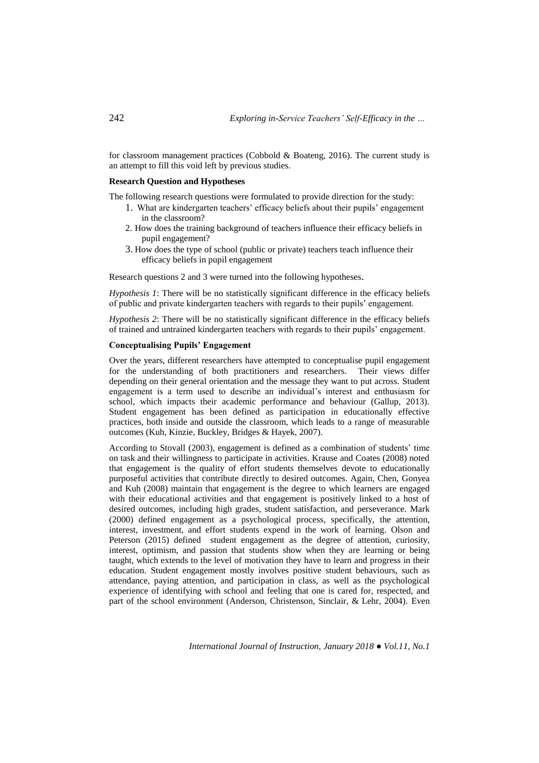for classroom management practices (Cobbold & Boateng, 2016). The current study is an attempt to fill this void left by previous studies.

**Research Question and Hypotheses**

The following research questions were formulated to provide direction for the study:

1. What are kindergarten teachers' efficacy beliefs about their pupils' engagement in the classroom?
2. How does the training background of teachers influence their efficacy beliefs in pupil engagement?
3. How does the type of school (public or private) teachers teach influence their efficacy beliefs in pupil engagement

Research questions 2 and 3 were turned into the following hypotheses.

*Hypothesis 1*: There will be no statistically significant difference in the efficacy beliefs of public and private kindergarten teachers with regards to their pupils' engagement.

*Hypothesis 2*: There will be no statistically significant difference in the efficacy beliefs of trained and untrained kindergarten teachers with regards to their pupils' engagement.

**Conceptualising Pupils' Engagement**

Over the years, different researchers have attempted to conceptualise pupil engagement for the understanding of both practitioners and researchers. Their views differ depending on their general orientation and the message they want to put across. Student engagement is a term used to describe an individual's interest and enthusiasm for school, which impacts their academic performance and behaviour (Gallup, 2013). Student engagement has been defined as participation in educationally effective practices, both inside and outside the classroom, which leads to a range of measurable outcomes (Kuh, Kinzie, Buckley, Bridges & Hayek, 2007).

According to Stovall (2003), engagement is defined as a combination of students' time on task and their willingness to participate in activities. Krause and Coates (2008) noted that engagement is the quality of effort students themselves devote to educationally purposeful activities that contribute directly to desired outcomes. Again, Chen, Gonyea and Kuh (2008) maintain that engagement is the degree to which learners are engaged with their educational activities and that engagement is positively linked to a host of desired outcomes, including high grades, student satisfaction, and perseverance. Mark (2000) defined engagement as a psychological process, specifically, the attention, interest, investment, and effort students expend in the work of learning. Olson and Peterson (2015) defined student engagement as the degree of attention, curiosity, interest, optimism, and passion that students show when they are learning or being taught, which extends to the level of motivation they have to learn and progress in their education. Student engagement mostly involves positive student behaviours, such as attendance, paying attention, and participation in class, as well as the psychological experience of identifying with school and feeling that one is cared for, respected, and part of the school environment (Anderson, Christenson, Sinclair, & Lehr, 2004). Even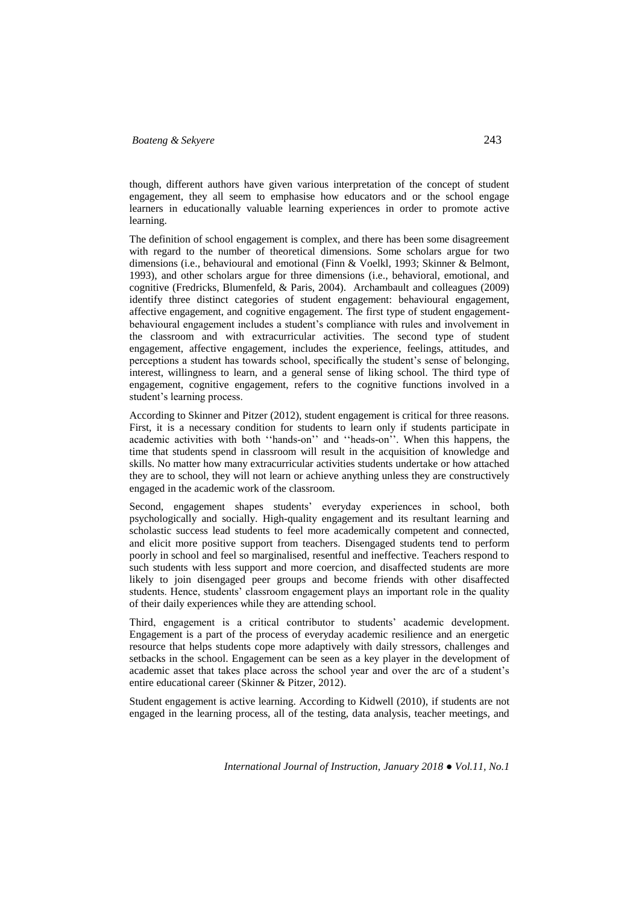though, different authors have given various interpretation of the concept of student engagement, they all seem to emphasise how educators and or the school engage learners in educationally valuable learning experiences in order to promote active learning.

The definition of school engagement is complex, and there has been some disagreement with regard to the number of theoretical dimensions. Some scholars argue for two dimensions (i.e., behavioural and emotional (Finn & Voelkl, 1993; Skinner & Belmont, 1993), and other scholars argue for three dimensions (i.e., behavioral, emotional, and cognitive (Fredricks, Blumenfeld, & Paris, 2004). Archambault and colleagues (2009) identify three distinct categories of student engagement: behavioural engagement, affective engagement, and cognitive engagement. The first type of student engagement-behavioural engagement includes a student's compliance with rules and involvement in the classroom and with extracurricular activities. The second type of student engagement, affective engagement, includes the experience, feelings, attitudes, and perceptions a student has towards school, specifically the student's sense of belonging, interest, willingness to learn, and a general sense of liking school. The third type of engagement, cognitive engagement, refers to the cognitive functions involved in a student's learning process.

According to Skinner and Pitzer (2012), student engagement is critical for three reasons. First, it is a necessary condition for students to learn only if students participate in academic activities with both ''hands-on'' and ''heads-on''. When this happens, the time that students spend in classroom will result in the acquisition of knowledge and skills. No matter how many extracurricular activities students undertake or how attached they are to school, they will not learn or achieve anything unless they are constructively engaged in the academic work of the classroom.

Second, engagement shapes students' everyday experiences in school, both psychologically and socially. High-quality engagement and its resultant learning and scholastic success lead students to feel more academically competent and connected, and elicit more positive support from teachers. Disengaged students tend to perform poorly in school and feel so marginalised, resentful and ineffective. Teachers respond to such students with less support and more coercion, and disaffected students are more likely to join disengaged peer groups and become friends with other disaffected students. Hence, students' classroom engagement plays an important role in the quality of their daily experiences while they are attending school.

Third, engagement is a critical contributor to students' academic development. Engagement is a part of the process of everyday academic resilience and an energetic resource that helps students cope more adaptively with daily stressors, challenges and setbacks in the school. Engagement can be seen as a key player in the development of academic asset that takes place across the school year and over the arc of a student's entire educational career (Skinner & Pitzer, 2012).

Student engagement is active learning. According to Kidwell (2010), if students are not engaged in the learning process, all of the testing, data analysis, teacher meetings, and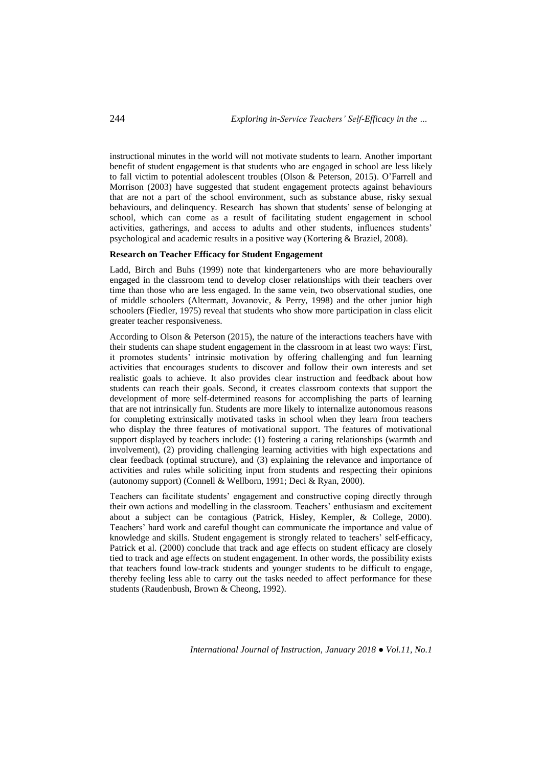instructional minutes in the world will not motivate students to learn. Another important benefit of student engagement is that students who are engaged in school are less likely to fall victim to potential adolescent troubles (Olson & Peterson, 2015). O'Farrell and Morrison (2003) have suggested that student engagement protects against behaviours that are not a part of the school environment, such as substance abuse, risky sexual behaviours, and delinquency. Research has shown that students' sense of belonging at school, which can come as a result of facilitating student engagement in school activities, gatherings, and access to adults and other students, influences students' psychological and academic results in a positive way (Kortering & Braziel, 2008).

**Research on Teacher Efficacy for Student Engagement**

Ladd, Birch and Buhs (1999) note that kindergarteners who are more behaviourally engaged in the classroom tend to develop closer relationships with their teachers over time than those who are less engaged. In the same vein, two observational studies, one of middle schoolers (Altermatt, Jovanovic, & Perry, 1998) and the other junior high schoolers (Fiedler, 1975) reveal that students who show more participation in class elicit greater teacher responsiveness.

According to Olson & Peterson (2015), the nature of the interactions teachers have with their students can shape student engagement in the classroom in at least two ways: First, it promotes students' intrinsic motivation by offering challenging and fun learning activities that encourages students to discover and follow their own interests and set realistic goals to achieve. It also provides clear instruction and feedback about how students can reach their goals. Second, it creates classroom contexts that support the development of more self-determined reasons for accomplishing the parts of learning that are not intrinsically fun. Students are more likely to internalize autonomous reasons for completing extrinsically motivated tasks in school when they learn from teachers who display the three features of motivational support. The features of motivational support displayed by teachers include: (1) fostering a caring relationships (warmth and involvement), (2) providing challenging learning activities with high expectations and clear feedback (optimal structure), and (3) explaining the relevance and importance of activities and rules while soliciting input from students and respecting their opinions (autonomy support) (Connell & Wellborn, 1991; Deci & Ryan, 2000).

Teachers can facilitate students' engagement and constructive coping directly through their own actions and modelling in the classroom. Teachers' enthusiasm and excitement about a subject can be contagious (Patrick, Hisley, Kempler, & College, 2000). Teachers' hard work and careful thought can communicate the importance and value of knowledge and skills. Student engagement is strongly related to teachers' self-efficacy, Patrick et al. (2000) conclude that track and age effects on student efficacy are closely tied to track and age effects on student engagement. In other words, the possibility exists that teachers found low-track students and younger students to be difficult to engage, thereby feeling less able to carry out the tasks needed to affect performance for these students (Raudenbush, Brown & Cheong, 1992).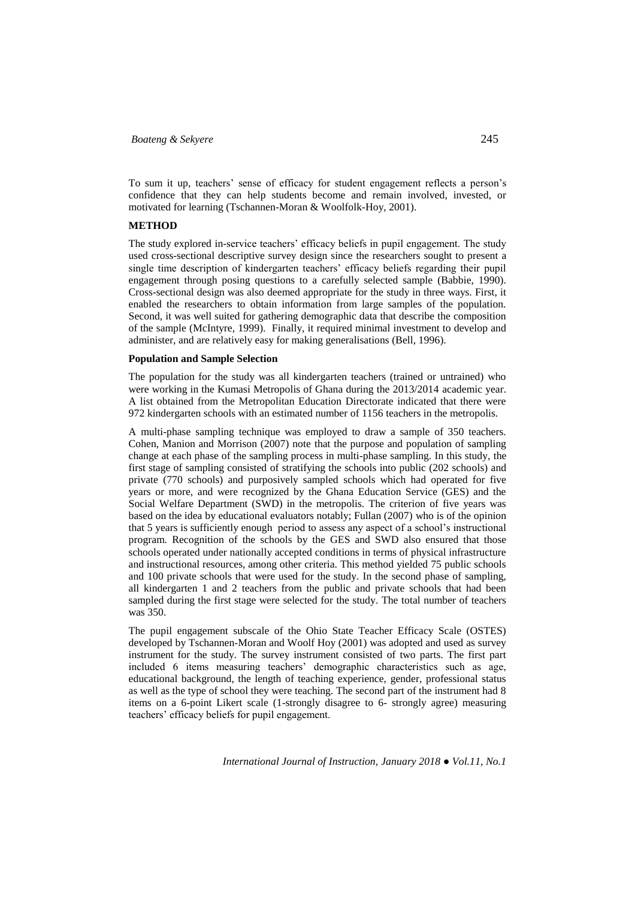To sum it up, teachers' sense of efficacy for student engagement reflects a person's confidence that they can help students become and remain involved, invested, or motivated for learning (Tschannen-Moran & Woolfolk-Hoy, 2001).

## METHOD

The study explored in-service teachers' efficacy beliefs in pupil engagement. The study used cross-sectional descriptive survey design since the researchers sought to present a single time description of kindergarten teachers' efficacy beliefs regarding their pupil engagement through posing questions to a carefully selected sample (Babbie, 1990). Cross-sectional design was also deemed appropriate for the study in three ways. First, it enabled the researchers to obtain information from large samples of the population. Second, it was well suited for gathering demographic data that describe the composition of the sample (McIntyre, 1999). Finally, it required minimal investment to develop and administer, and are relatively easy for making generalisations (Bell, 1996).

### Population and Sample Selection

The population for the study was all kindergarten teachers (trained or untrained) who were working in the Kumasi Metropolis of Ghana during the 2013/2014 academic year. A list obtained from the Metropolitan Education Directorate indicated that there were 972 kindergarten schools with an estimated number of 1156 teachers in the metropolis.

A multi-phase sampling technique was employed to draw a sample of 350 teachers. Cohen, Manion and Morrison (2007) note that the purpose and population of sampling change at each phase of the sampling process in multi-phase sampling. In this study, the first stage of sampling consisted of stratifying the schools into public (202 schools) and private (770 schools) and purposively sampled schools which had operated for five years or more, and were recognized by the Ghana Education Service (GES) and the Social Welfare Department (SWD) in the metropolis. The criterion of five years was based on the idea by educational evaluators notably; Fullan (2007) who is of the opinion that 5 years is sufficiently enough period to assess any aspect of a school's instructional program. Recognition of the schools by the GES and SWD also ensured that those schools operated under nationally accepted conditions in terms of physical infrastructure and instructional resources, among other criteria. This method yielded 75 public schools and 100 private schools that were used for the study. In the second phase of sampling, all kindergarten 1 and 2 teachers from the public and private schools that had been sampled during the first stage were selected for the study. The total number of teachers was 350.

The pupil engagement subscale of the Ohio State Teacher Efficacy Scale (OSTES) developed by Tschannen-Moran and Woolf Hoy (2001) was adopted and used as survey instrument for the study. The survey instrument consisted of two parts. The first part included 6 items measuring teachers' demographic characteristics such as age, educational background, the length of teaching experience, gender, professional status as well as the type of school they were teaching. The second part of the instrument had 8 items on a 6-point Likert scale (1-strongly disagree to 6- strongly agree) measuring teachers' efficacy beliefs for pupil engagement.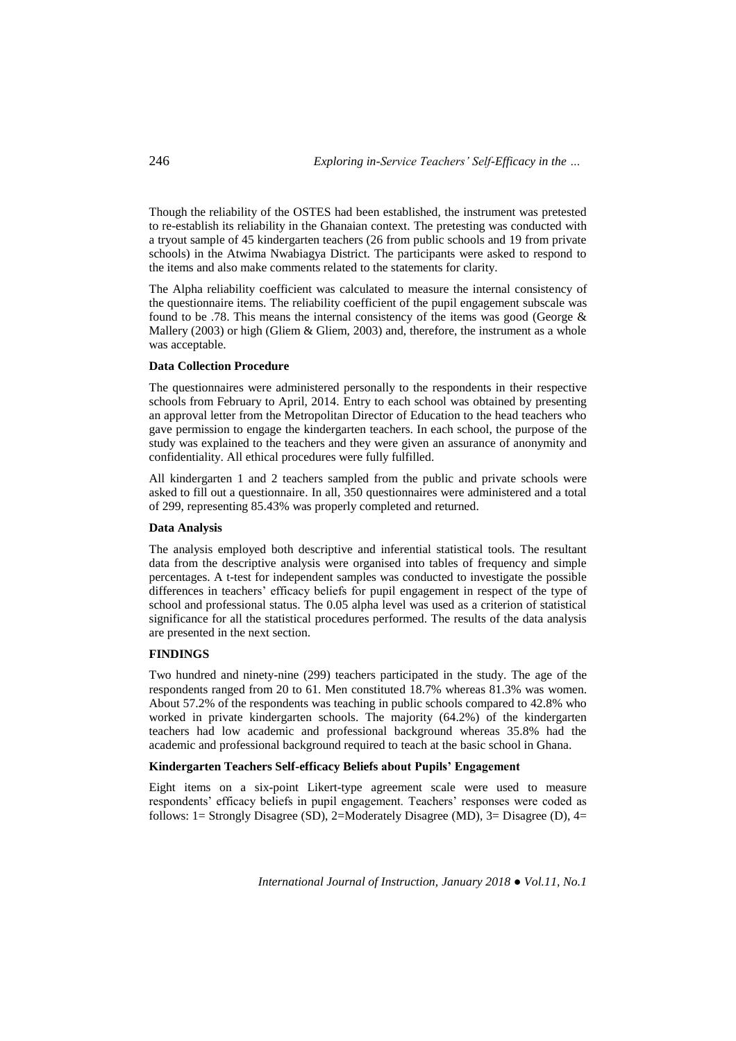Though the reliability of the OSTES had been established, the instrument was pretested to re-establish its reliability in the Ghanaian context. The pretesting was conducted with a tryout sample of 45 kindergarten teachers (26 from public schools and 19 from private schools) in the Atwima Nwabiagya District. The participants were asked to respond to the items and also make comments related to the statements for clarity.

The Alpha reliability coefficient was calculated to measure the internal consistency of the questionnaire items. The reliability coefficient of the pupil engagement subscale was found to be .78. This means the internal consistency of the items was good (George & Mallery (2003) or high (Gliem & Gliem, 2003) and, therefore, the instrument as a whole was acceptable.

### Data Collection Procedure

The questionnaires were administered personally to the respondents in their respective schools from February to April, 2014. Entry to each school was obtained by presenting an approval letter from the Metropolitan Director of Education to the head teachers who gave permission to engage the kindergarten teachers. In each school, the purpose of the study was explained to the teachers and they were given an assurance of anonymity and confidentiality. All ethical procedures were fully fulfilled.

All kindergarten 1 and 2 teachers sampled from the public and private schools were asked to fill out a questionnaire. In all, 350 questionnaires were administered and a total of 299, representing 85.43% was properly completed and returned.

### Data Analysis

The analysis employed both descriptive and inferential statistical tools. The resultant data from the descriptive analysis were organised into tables of frequency and simple percentages. A t-test for independent samples was conducted to investigate the possible differences in teachers' efficacy beliefs for pupil engagement in respect of the type of school and professional status. The 0.05 alpha level was used as a criterion of statistical significance for all the statistical procedures performed. The results of the data analysis are presented in the next section.

## FINDINGS

Two hundred and ninety-nine (299) teachers participated in the study. The age of the respondents ranged from 20 to 61. Men constituted 18.7% whereas 81.3% was women. About 57.2% of the respondents was teaching in public schools compared to 42.8% who worked in private kindergarten schools. The majority (64.2%) of the kindergarten teachers had low academic and professional background whereas 35.8% had the academic and professional background required to teach at the basic school in Ghana.

### Kindergarten Teachers Self-efficacy Beliefs about Pupils' Engagement

Eight items on a six-point Likert-type agreement scale were used to measure respondents' efficacy beliefs in pupil engagement. Teachers' responses were coded as follows: 1= Strongly Disagree (SD), 2=Moderately Disagree (MD), 3= Disagree (D), 4=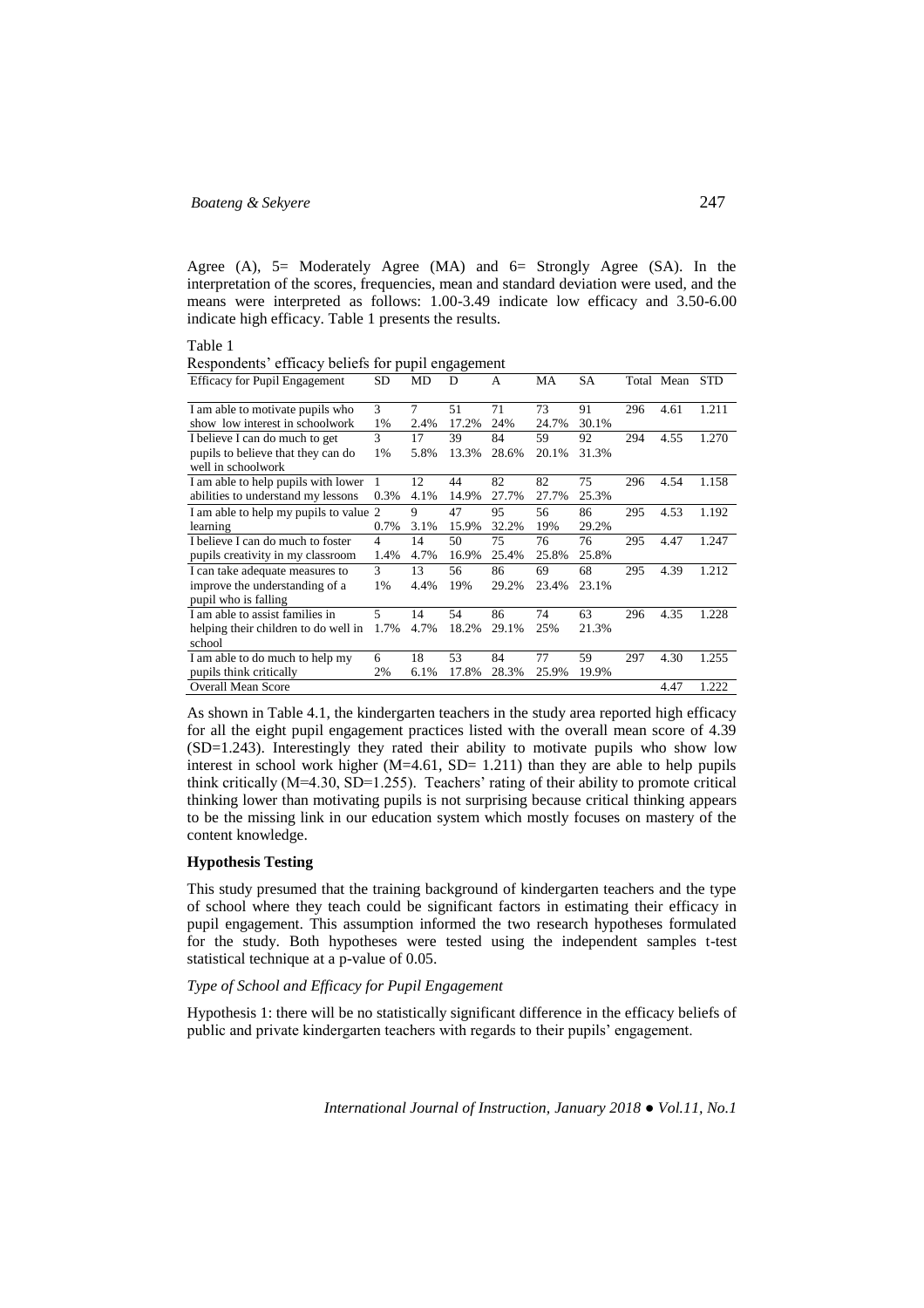Agree (A), 5= Moderately Agree (MA) and 6= Strongly Agree (SA). In the interpretation of the scores, frequencies, mean and standard deviation were used, and the means were interpreted as follows: 1.00-3.49 indicate low efficacy and 3.50-6.00 indicate high efficacy. Table 1 presents the results.

Table 1

Respondents' efficacy beliefs for pupil engagement

| Efficacy for Pupil Engagement | SD | MD | D | A | MA | SA | Total | Mean | STD |
|---|---|---|---|---|---|---|---|---|---|
| I am able to motivate pupils who show low interest in schoolwork | 3<br>1% | 7<br>2.4% | 51<br>17.2% | 71<br>24% | 73<br>24.7% | 91<br>30.1% | 296 | 4.61 | 1.211 |
| I believe I can do much to get pupils to believe that they can do well in schoolwork | 3<br>1% | 17<br>5.8% | 39<br>13.3% | 84<br>28.6% | 59<br>20.1% | 92<br>31.3% | 294 | 4.55 | 1.270 |
| I am able to help pupils with lower abilities to understand my lessons | 1<br>0.3% | 12<br>4.1% | 44<br>14.9% | 82<br>27.7% | 82<br>27.7% | 75<br>25.3% | 296 | 4.54 | 1.158 |
| I am able to help my pupils to value learning | 2<br>0.7% | 9<br>3.1% | 47<br>15.9% | 95<br>32.2% | 56<br>19% | 86<br>29.2% | 295 | 4.53 | 1.192 |
| I believe I can do much to foster pupils creativity in my classroom | 4<br>1.4% | 14<br>4.7% | 50<br>16.9% | 75<br>25.4% | 76<br>25.8% | 76<br>25.8% | 295 | 4.47 | 1.247 |
| I can take adequate measures to improve the understanding of a pupil who is falling | 3<br>1% | 13<br>4.4% | 56<br>19% | 86<br>29.2% | 69<br>23.4% | 68<br>23.1% | 295 | 4.39 | 1.212 |
| I am able to assist families in helping their children to do well in school | 5<br>1.7% | 14<br>4.7% | 54<br>18.2% | 86<br>29.1% | 74<br>25% | 63<br>21.3% | 296 | 4.35 | 1.228 |
| I am able to do much to help my pupils think critically | 6<br>2% | 18<br>6.1% | 53<br>17.8% | 84<br>28.3% | 77<br>25.9% | 59<br>19.9% | 297 | 4.30 | 1.255 |
| Overall Mean Score | | | | | | | | 4.47 | 1.222 |

As shown in Table 4.1, the kindergarten teachers in the study area reported high efficacy for all the eight pupil engagement practices listed with the overall mean score of 4.39 (SD=1.243). Interestingly they rated their ability to motivate pupils who show low interest in school work higher (M=4.61, SD= 1.211) than they are able to help pupils think critically (M=4.30, SD=1.255). Teachers' rating of their ability to promote critical thinking lower than motivating pupils is not surprising because critical thinking appears to be the missing link in our education system which mostly focuses on mastery of the content knowledge.

### Hypothesis Testing

This study presumed that the training background of kindergarten teachers and the type of school where they teach could be significant factors in estimating their efficacy in pupil engagement. This assumption informed the two research hypotheses formulated for the study. Both hypotheses were tested using the independent samples t-test statistical technique at a p-value of 0.05.

#### *Type of School and Efficacy for Pupil Engagement*

Hypothesis 1: there will be no statistically significant difference in the efficacy beliefs of public and private kindergarten teachers with regards to their pupils' engagement.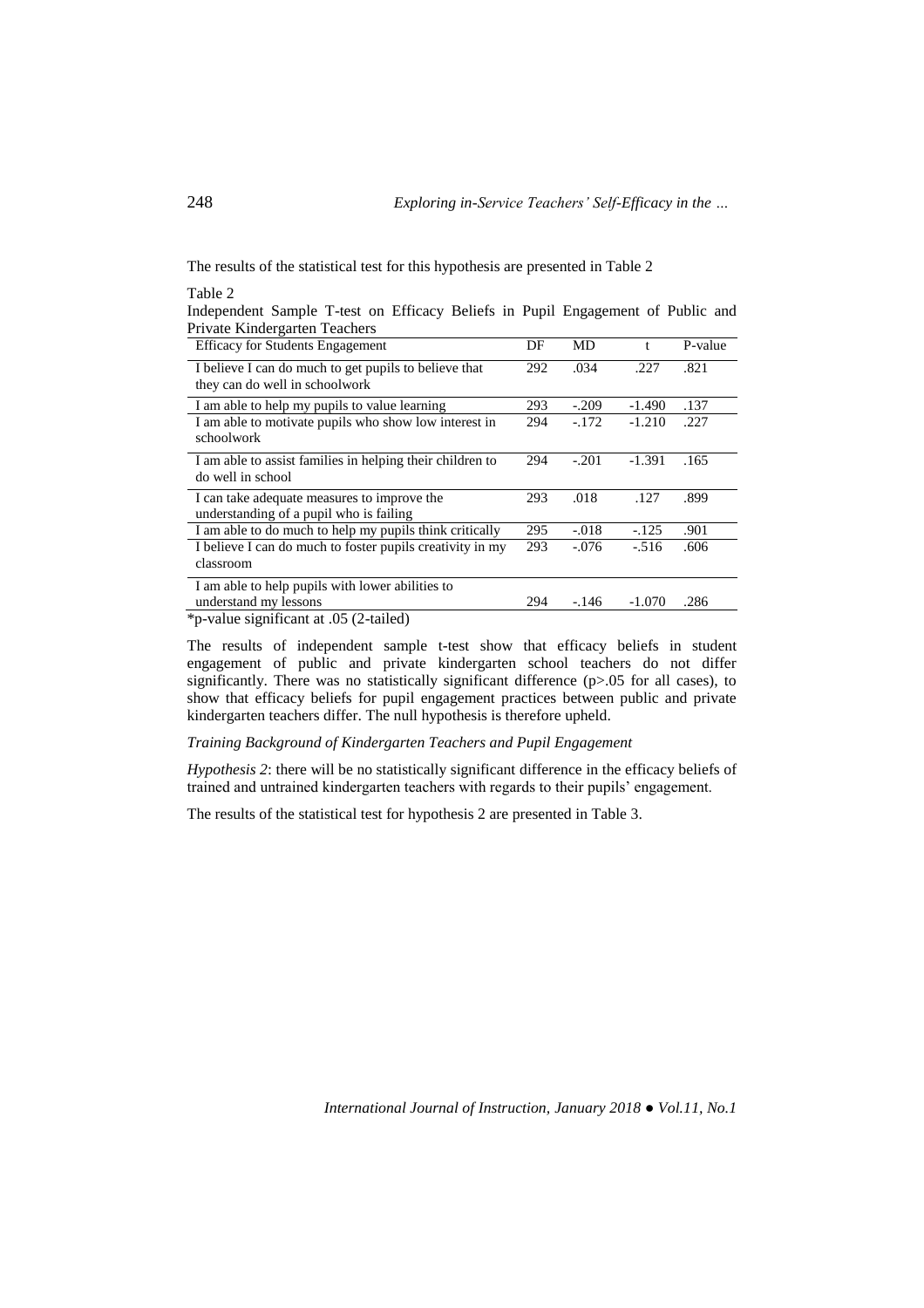The results of the statistical test for this hypothesis are presented in Table 2

Table 2

Independent Sample T-test on Efficacy Beliefs in Pupil Engagement of Public and Private Kindergarten Teachers

| Efficacy for Students Engagement | DF | MD | t | P-value |
|---|---|---|---|---|
| I believe I can do much to get pupils to believe that they can do well in schoolwork | 292 | .034 | .227 | .821 |
| I am able to help my pupils to value learning | 293 | -.209 | -1.490 | .137 |
| I am able to motivate pupils who show low interest in schoolwork | 294 | -.172 | -1.210 | .227 |
| I am able to assist families in helping their children to do well in school | 294 | -.201 | -1.391 | .165 |
| I can take adequate measures to improve the understanding of a pupil who is failing | 293 | .018 | .127 | .899 |
| I am able to do much to help my pupils think critically | 295 | -.018 | -.125 | .901 |
| I believe I can do much to foster pupils creativity in my classroom | 293 | -.076 | -.516 | .606 |
| I am able to help pupils with lower abilities to understand my lessons | 294 | -.146 | -1.070 | .286 |

*p-value significant at .05 (2-tailed)

The results of independent sample t-test show that efficacy beliefs in student engagement of public and private kindergarten school teachers do not differ significantly. There was no statistically significant difference ($p > .05$ for all cases), to show that efficacy beliefs for pupil engagement practices between public and private kindergarten teachers differ. The null hypothesis is therefore upheld.

*Training Background of Kindergarten Teachers and Pupil Engagement*

*Hypothesis 2*: there will be no statistically significant difference in the efficacy beliefs of trained and untrained kindergarten teachers with regards to their pupils' engagement.

The results of the statistical test for hypothesis 2 are presented in Table 3.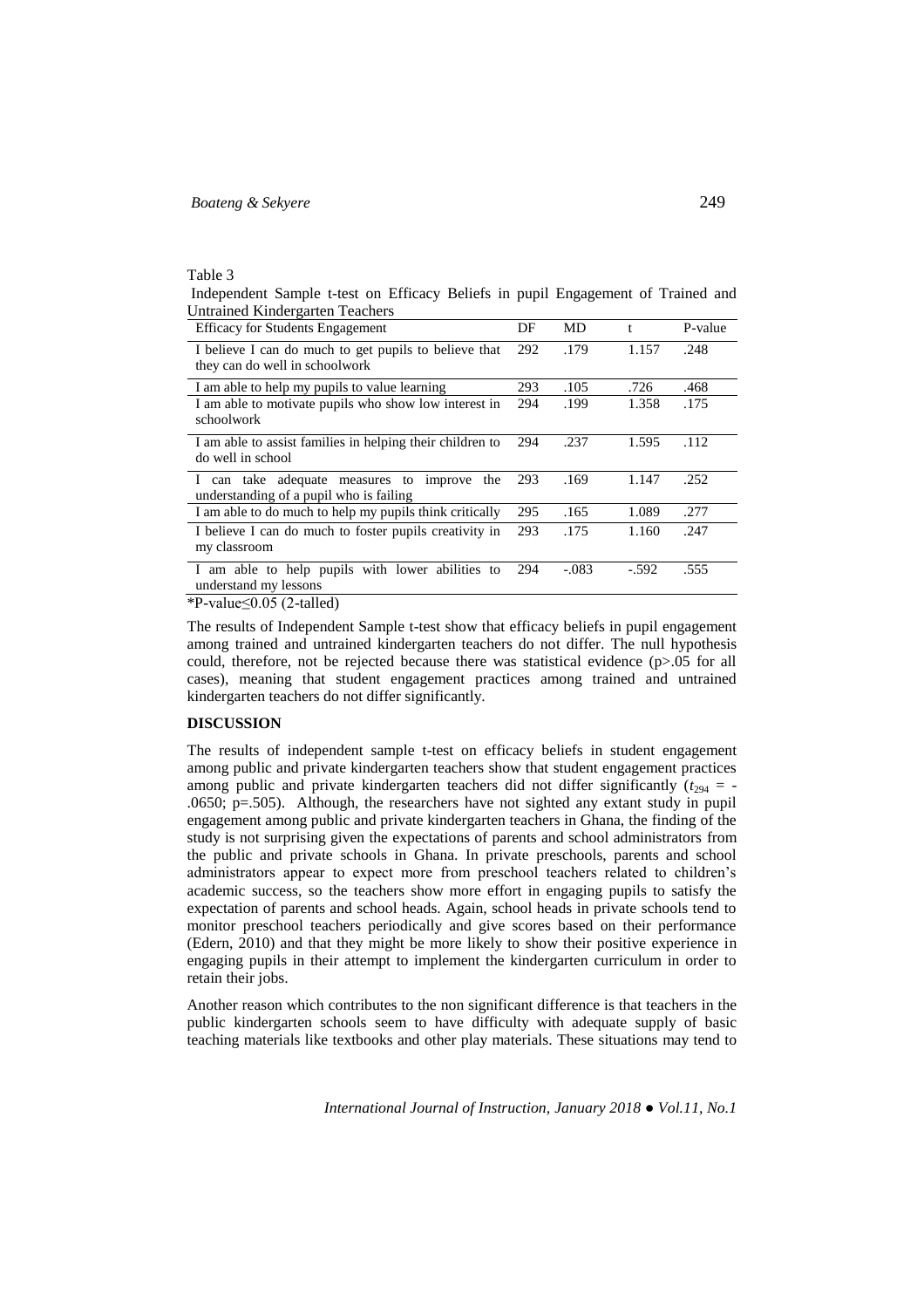Table 3

Independent Sample t-test on Efficacy Beliefs in pupil Engagement of Trained and Untrained Kindergarten Teachers

| Efficacy for Students Engagement | DF | MD | t | P-value |
|---|---|---|---|---|
| I believe I can do much to get pupils to believe that they can do well in schoolwork | 292 | .179 | 1.157 | .248 |
| I am able to help my pupils to value learning | 293 | .105 | .726 | .468 |
| I am able to motivate pupils who show low interest in schoolwork | 294 | .199 | 1.358 | .175 |
| I am able to assist families in helping their children to do well in school | 294 | .237 | 1.595 | .112 |
| I can take adequate measures to improve the understanding of a pupil who is failing | 293 | .169 | 1.147 | .252 |
| I am able to do much to help my pupils think critically | 295 | .165 | 1.089 | .277 |
| I believe I can do much to foster pupils creativity in my classroom | 293 | .175 | 1.160 | .247 |
| I am able to help pupils with lower abilities to understand my lessons | 294 | -.083 | -.592 | .555 |

*P-value≤0.05 (2-talled)

The results of Independent Sample t-test show that efficacy beliefs in pupil engagement among trained and untrained kindergarten teachers do not differ. The null hypothesis could, therefore, not be rejected because there was statistical evidence ($p>.05$ for all cases), meaning that student engagement practices among trained and untrained kindergarten teachers do not differ significantly.

## DISCUSSION

The results of independent sample t-test on efficacy beliefs in student engagement among public and private kindergarten teachers show that student engagement practices among public and private kindergarten teachers did not differ significantly ($t_{294} = -.0650$; $p=.505$). Although, the researchers have not sighted any extant study in pupil engagement among public and private kindergarten teachers in Ghana, the finding of the study is not surprising given the expectations of parents and school administrators from the public and private schools in Ghana. In private preschools, parents and school administrators appear to expect more from preschool teachers related to children's academic success, so the teachers show more effort in engaging pupils to satisfy the expectation of parents and school heads. Again, school heads in private schools tend to monitor preschool teachers periodically and give scores based on their performance (Edern, 2010) and that they might be more likely to show their positive experience in engaging pupils in their attempt to implement the kindergarten curriculum in order to retain their jobs.

Another reason which contributes to the non significant difference is that teachers in the public kindergarten schools seem to have difficulty with adequate supply of basic teaching materials like textbooks and other play materials. These situations may tend to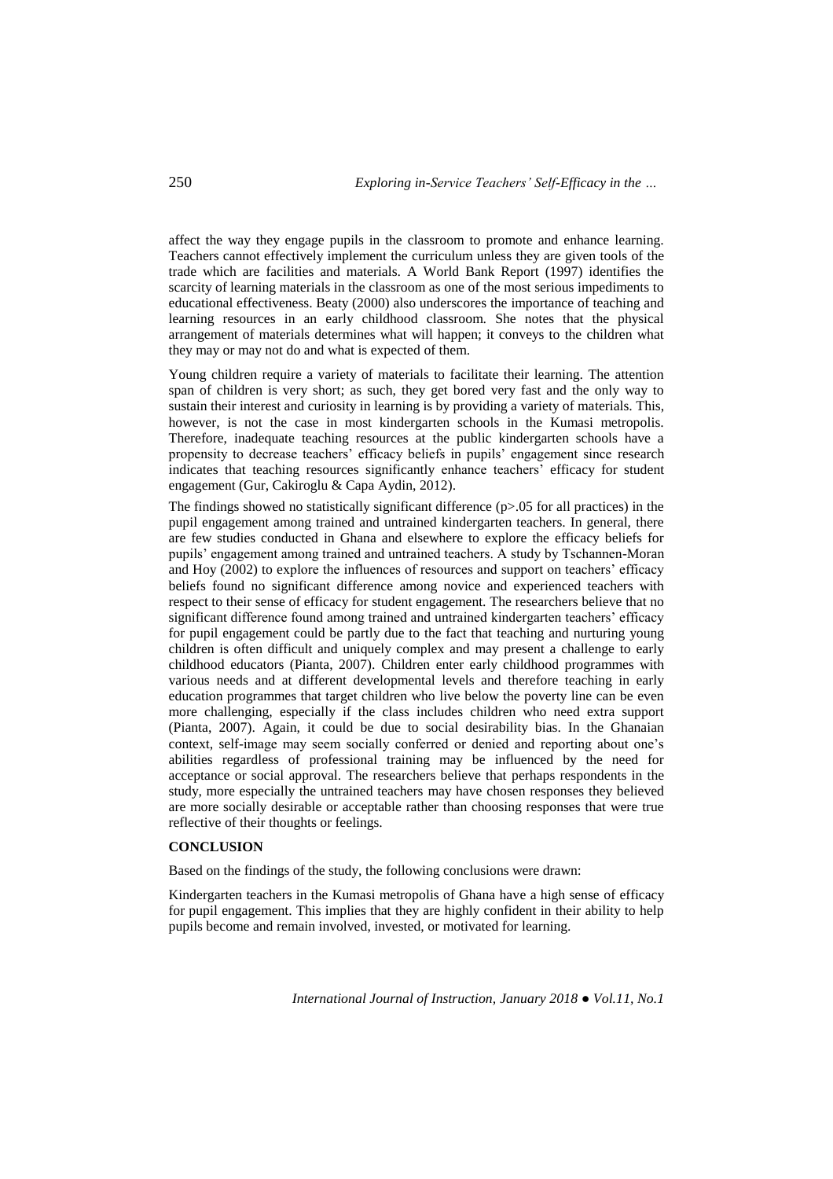affect the way they engage pupils in the classroom to promote and enhance learning. Teachers cannot effectively implement the curriculum unless they are given tools of the trade which are facilities and materials. A World Bank Report (1997) identifies the scarcity of learning materials in the classroom as one of the most serious impediments to educational effectiveness. Beaty (2000) also underscores the importance of teaching and learning resources in an early childhood classroom. She notes that the physical arrangement of materials determines what will happen; it conveys to the children what they may or may not do and what is expected of them.

Young children require a variety of materials to facilitate their learning. The attention span of children is very short; as such, they get bored very fast and the only way to sustain their interest and curiosity in learning is by providing a variety of materials. This, however, is not the case in most kindergarten schools in the Kumasi metropolis. Therefore, inadequate teaching resources at the public kindergarten schools have a propensity to decrease teachers' efficacy beliefs in pupils' engagement since research indicates that teaching resources significantly enhance teachers' efficacy for student engagement (Gur, Cakiroglu & Capa Aydin, 2012).

The findings showed no statistically significant difference ($p>.05$ for all practices) in the pupil engagement among trained and untrained kindergarten teachers. In general, there are few studies conducted in Ghana and elsewhere to explore the efficacy beliefs for pupils' engagement among trained and untrained teachers. A study by Tschannen-Moran and Hoy (2002) to explore the influences of resources and support on teachers' efficacy beliefs found no significant difference among novice and experienced teachers with respect to their sense of efficacy for student engagement. The researchers believe that no significant difference found among trained and untrained kindergarten teachers' efficacy for pupil engagement could be partly due to the fact that teaching and nurturing young children is often difficult and uniquely complex and may present a challenge to early childhood educators (Pianta, 2007). Children enter early childhood programmes with various needs and at different developmental levels and therefore teaching in early education programmes that target children who live below the poverty line can be even more challenging, especially if the class includes children who need extra support (Pianta, 2007). Again, it could be due to social desirability bias. In the Ghanaian context, self-image may seem socially conferred or denied and reporting about one's abilities regardless of professional training may be influenced by the need for acceptance or social approval. The researchers believe that perhaps respondents in the study, more especially the untrained teachers may have chosen responses they believed are more socially desirable or acceptable rather than choosing responses that were true reflective of their thoughts or feelings.

## CONCLUSION

Based on the findings of the study, the following conclusions were drawn:

Kindergarten teachers in the Kumasi metropolis of Ghana have a high sense of efficacy for pupil engagement. This implies that they are highly confident in their ability to help pupils become and remain involved, invested, or motivated for learning.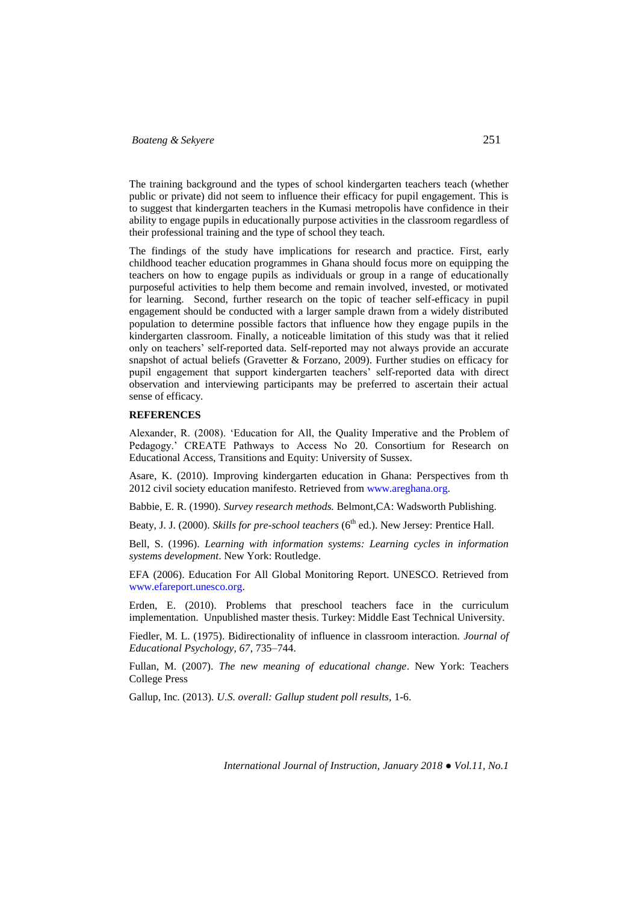The training background and the types of school kindergarten teachers teach (whether public or private) did not seem to influence their efficacy for pupil engagement. This is to suggest that kindergarten teachers in the Kumasi metropolis have confidence in their ability to engage pupils in educationally purpose activities in the classroom regardless of their professional training and the type of school they teach.

The findings of the study have implications for research and practice. First, early childhood teacher education programmes in Ghana should focus more on equipping the teachers on how to engage pupils as individuals or group in a range of educationally purposeful activities to help them become and remain involved, invested, or motivated for learning. Second, further research on the topic of teacher self-efficacy in pupil engagement should be conducted with a larger sample drawn from a widely distributed population to determine possible factors that influence how they engage pupils in the kindergarten classroom. Finally, a noticeable limitation of this study was that it relied only on teachers' self-reported data. Self-reported may not always provide an accurate snapshot of actual beliefs (Gravetter & Forzano, 2009). Further studies on efficacy for pupil engagement that support kindergarten teachers' self-reported data with direct observation and interviewing participants may be preferred to ascertain their actual sense of efficacy.

**REFERENCES**

Alexander, R. (2008). 'Education for All, the Quality Imperative and the Problem of Pedagogy.' CREATE Pathways to Access No 20. Consortium for Research on Educational Access, Transitions and Equity: University of Sussex.

Asare, K. (2010). Improving kindergarten education in Ghana: Perspectives from th 2012 civil society education manifesto. Retrieved from www.areghana.org.

Babbie, E. R. (1990). *Survey research methods.* Belmont,CA: Wadsworth Publishing.

Beaty, J. J. (2000). *Skills for pre-school teachers* (6th ed.). New Jersey: Prentice Hall.

Bell, S. (1996). *Learning with information systems: Learning cycles in information systems development*. New York: Routledge.

EFA (2006). Education For All Global Monitoring Report. UNESCO. Retrieved from www.efareport.unesco.org.

Erden, E. (2010). Problems that preschool teachers face in the curriculum implementation. Unpublished master thesis. Turkey: Middle East Technical University.

Fiedler, M. L. (1975). Bidirectionality of influence in classroom interaction. *Journal of Educational Psychology, 67*, 735–744.

Fullan, M. (2007). *The new meaning of educational change*. New York: Teachers College Press

Gallup, Inc. (2013). *U.S. overall: Gallup student poll results*, 1-6.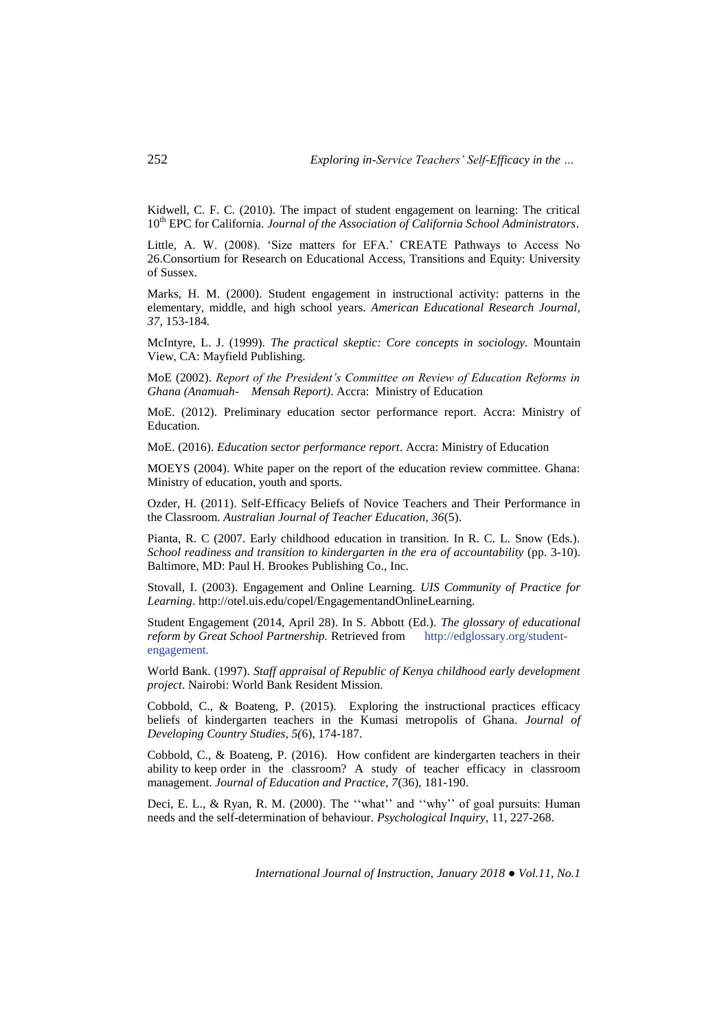Kidwell, C. F. C. (2010). The impact of student engagement on learning: The critical 10th EPC for California. *Journal of the Association of California School Administrators*.

Little, A. W. (2008). 'Size matters for EFA.' CREATE Pathways to Access No 26.Consortium for Research on Educational Access, Transitions and Equity: University of Sussex.

Marks, H. M. (2000). Student engagement in instructional activity: patterns in the elementary, middle, and high school years. *American Educational Research Journal, 37,* 153-184*.*

McIntyre, L. J. (1999). *The practical skeptic: Core concepts in sociology.* Mountain View, CA: Mayfield Publishing.

MoE (2002). *Report of the President's Committee on Review of Education Reforms in Ghana (Anamuah- Mensah Report)*. Accra: Ministry of Education

MoE. (2012). Preliminary education sector performance report. Accra: Ministry of Education.

MoE. (2016). *Education sector performance report*. Accra: Ministry of Education

MOEYS (2004). White paper on the report of the education review committee. Ghana: Ministry of education, youth and sports.

Ozder, H. (2011). Self-Efficacy Beliefs of Novice Teachers and Their Performance in the Classroom. *Australian Journal of Teacher Education, 36*(5).

Pianta, R. C (2007. Early childhood education in transition. In R. C. L. Snow (Eds.). *School readiness and transition to kindergarten in the era of accountability* (pp. 3-10). Baltimore, MD: Paul H. Brookes Publishing Co., Inc.

Stovall, I. (2003). Engagement and Online Learning. *UIS Community of Practice for Learning*. http://otel.uis.edu/copel/EngagementandOnlineLearning.

Student Engagement (2014, April 28). In S. Abbott (Ed.). *The glossary of educational reform by Great School Partnership.* Retrieved from http://edglossary.org/student-engagement.

World Bank. (1997). *Staff appraisal of Republic of Kenya childhood early development project*. Nairobi: World Bank Resident Mission.

Cobbold, C., & Boateng, P. (2015). Exploring the instructional practices efficacy beliefs of kindergarten teachers in the Kumasi metropolis of Ghana. *Journal of Developing Country Studies, 5(*6), 174-187.

Cobbold, C., & Boateng, P. (2016). How confident are kindergarten teachers in their ability to keep order in the classroom? A study of teacher efficacy in classroom management. *Journal of Education and Practice, 7*(36), 181-190.

Deci, E. L., & Ryan, R. M. (2000). The ''what'' and ''why'' of goal pursuits: Human needs and the self-determination of behaviour. *Psychological Inquiry,* 11, 227-268.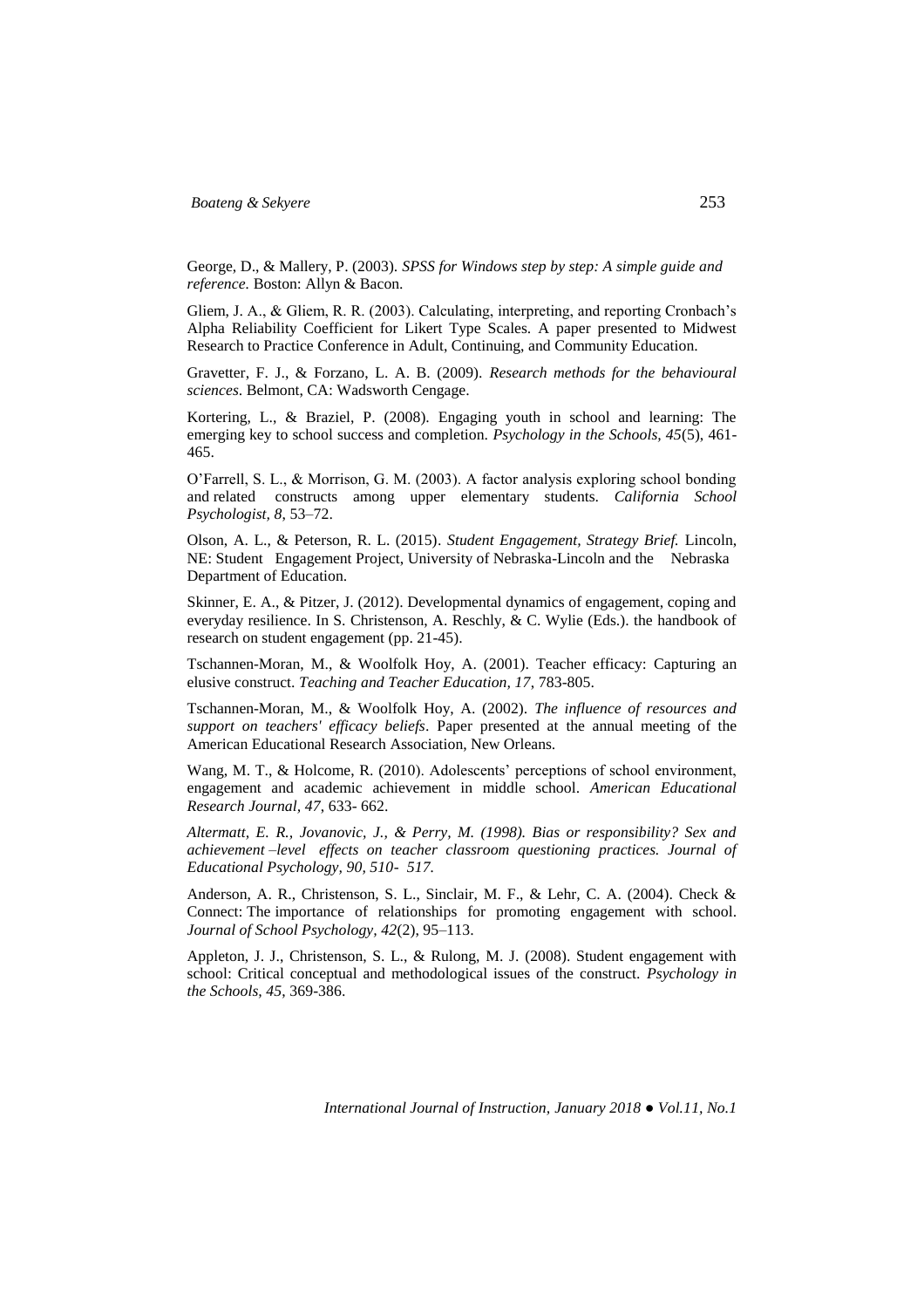George, D., & Mallery, P. (2003). *SPSS for Windows step by step: A simple guide and reference.* Boston: Allyn & Bacon.

Gliem, J. A., & Gliem, R. R. (2003). Calculating, interpreting, and reporting Cronbach's Alpha Reliability Coefficient for Likert Type Scales. A paper presented to Midwest Research to Practice Conference in Adult, Continuing, and Community Education.

Gravetter, F. J., & Forzano, L. A. B. (2009). *Research methods for the behavioural sciences*. Belmont, CA: Wadsworth Cengage.

Kortering, L., & Braziel, P. (2008). Engaging youth in school and learning: The emerging key to school success and completion. *Psychology in the Schools, 45*(5), 461-465.

O'Farrell, S. L., & Morrison, G. M. (2003). A factor analysis exploring school bonding and related constructs among upper elementary students. *California School Psychologist, 8*, 53–72.

Olson, A. L., & Peterson, R. L. (2015). *Student Engagement, Strategy Brief.* Lincoln, NE: Student Engagement Project, University of Nebraska-Lincoln and the Nebraska Department of Education.

Skinner, E. A., & Pitzer, J. (2012). Developmental dynamics of engagement, coping and everyday resilience. In S. Christenson, A. Reschly, & C. Wylie (Eds.). the handbook of research on student engagement (pp. 21-45).

Tschannen-Moran, M., & Woolfolk Hoy, A. (2001). Teacher efficacy: Capturing an elusive construct. *Teaching and Teacher Education, 17*, 783-805.

Tschannen-Moran, M., & Woolfolk Hoy, A. (2002). *The influence of resources and support on teachers' efficacy beliefs*. Paper presented at the annual meeting of the American Educational Research Association, New Orleans.

Wang, M. T., & Holcome, R. (2010). Adolescents' perceptions of school environment, engagement and academic achievement in middle school. *American Educational Research Journal, 47*, 633- 662.

*Altermatt, E. R., Jovanovic, J., & Perry, M. (1998). Bias or responsibility? Sex and achievement –level effects on teacher classroom questioning practices. Journal of Educational Psychology, 90, 510- 517.*

Anderson, A. R., Christenson, S. L., Sinclair, M. F., & Lehr, C. A. (2004). Check & Connect: The importance of relationships for promoting engagement with school. *Journal of School Psychology, 42*(2), 95–113.

Appleton, J. J., Christenson, S. L., & Rulong, M. J. (2008). Student engagement with school: Critical conceptual and methodological issues of the construct. *Psychology in the Schools, 45*, 369-386.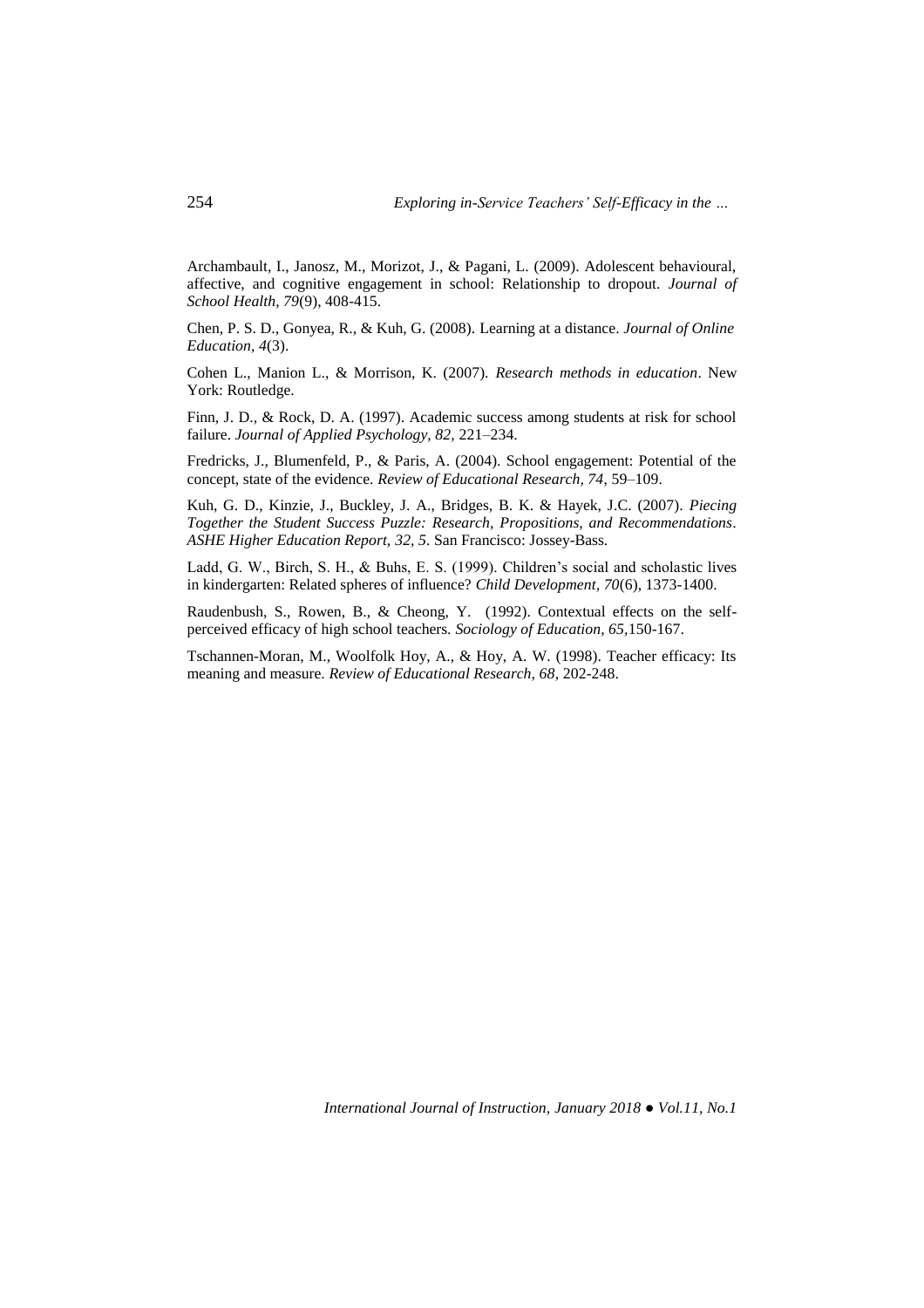Archambault, I., Janosz, M., Morizot, J., & Pagani, L. (2009). Adolescent behavioural, affective, and cognitive engagement in school: Relationship to dropout. *Journal of School Health, 79*(9), 408-415.

Chen, P. S. D., Gonyea, R., & Kuh, G. (2008). Learning at a distance. *Journal of Online Education, 4*(3).

Cohen L., Manion L., & Morrison, K. (2007). *Research methods in education*. New York: Routledge.

Finn, J. D., & Rock, D. A. (1997). Academic success among students at risk for school failure. *Journal of Applied Psychology, 82,* 221–234.

Fredricks, J., Blumenfeld, P., & Paris, A. (2004). School engagement: Potential of the concept, state of the evidence. *Review of Educational Research, 74,* 59–109.

Kuh, G. D., Kinzie, J., Buckley, J. A., Bridges, B. K. & Hayek, J.C. (2007). *Piecing Together the Student Success Puzzle: Research, Propositions, and Recommendations*. *ASHE Higher Education Report, 32, 5*. San Francisco: Jossey-Bass.

Ladd, G. W., Birch, S. H., & Buhs, E. S. (1999). Children's social and scholastic lives in kindergarten: Related spheres of influence? *Child Development, 70*(6), 1373-1400.

Raudenbush, S., Rowen, B., & Cheong, Y. (1992). Contextual effects on the self-perceived efficacy of high school teachers. *Sociology of Education, 65,*150-167.

Tschannen-Moran, M., Woolfolk Hoy, A., & Hoy, A. W. (1998). Teacher efficacy: Its meaning and measure. *Review of Educational Research, 68*, 202-248.